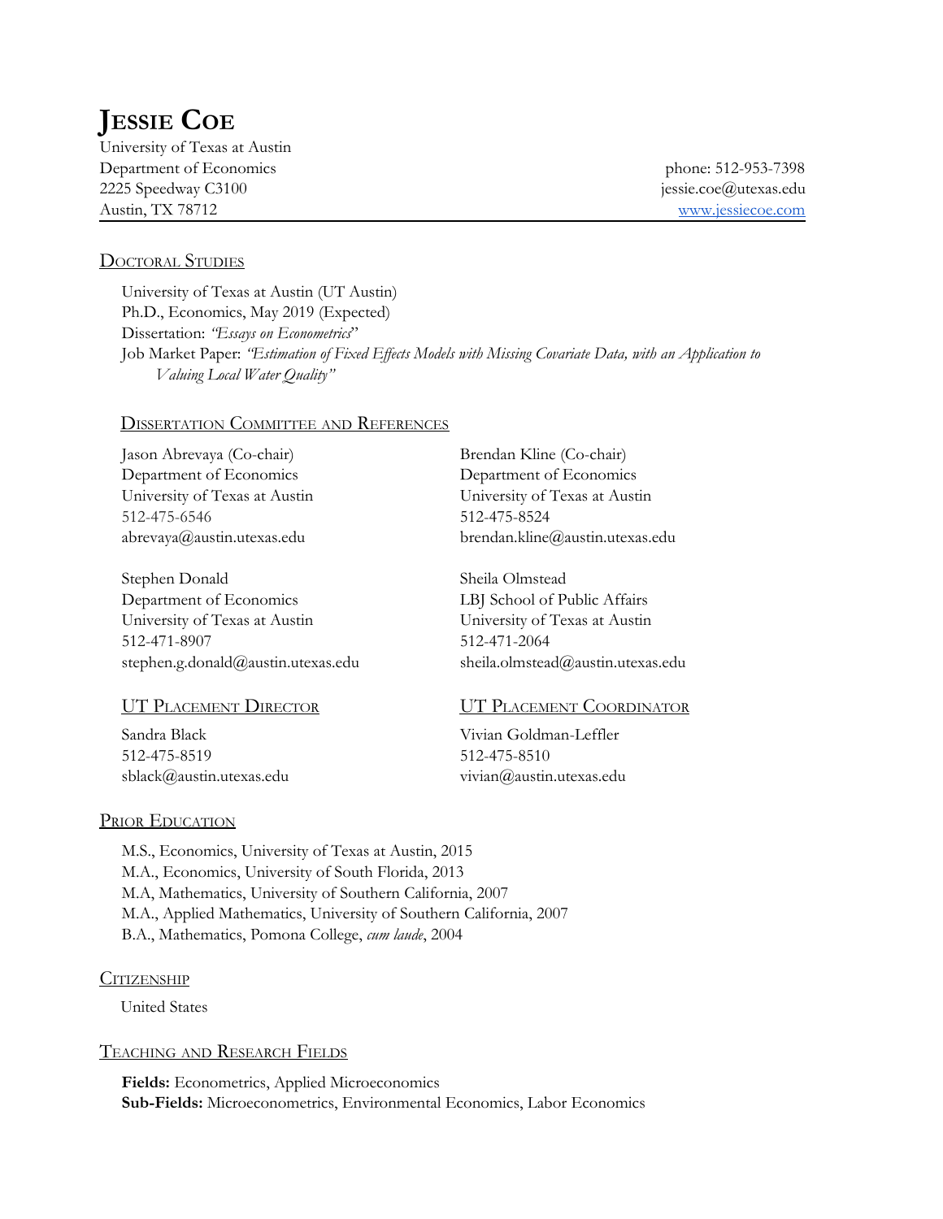# Jessie Coe

University of Texas at Austin
Department of Economics
2225 Speedway C3100
Austin, TX 78712

phone: 512-953-7398
jessie.coe@utexas.edu
www.jessiecoe.com

## Doctoral Studies

University of Texas at Austin (UT Austin)
Ph.D., Economics, May 2019 (Expected)
Dissertation: *"Essays on Econometrics"*
Job Market Paper: *"Estimation of Fixed Effects Models with Missing Covariate Data, with an Application to Valuing Local Water Quality"*

### Dissertation Committee and References

Jason Abrevaya (Co-chair)
Department of Economics
University of Texas at Austin
512-475-6546
abrevaya@austin.utexas.edu

Brendan Kline (Co-chair)
Department of Economics
University of Texas at Austin
512-475-8524
brendan.kline@austin.utexas.edu

Stephen Donald
Department of Economics
University of Texas at Austin
512-471-8907
stephen.g.donald@austin.utexas.edu

Sheila Olmstead
LBJ School of Public Affairs
University of Texas at Austin
512-471-2064
sheila.olmstead@austin.utexas.edu

### UT Placement Director

Sandra Black
512-475-8519
sblack@austin.utexas.edu

### UT Placement Coordinator

Vivian Goldman-Leffler
512-475-8510
vivian@austin.utexas.edu

## Prior Education

M.S., Economics, University of Texas at Austin, 2015
M.A., Economics, University of South Florida, 2013
M.A, Mathematics, University of Southern California, 2007
M.A., Applied Mathematics, University of Southern California, 2007
B.A., Mathematics, Pomona College, *cum laude*, 2004

## Citizenship

United States

## Teaching and Research Fields

**Fields:** Econometrics, Applied Microeconomics
**Sub-Fields:** Microeconometrics, Environmental Economics, Labor Economics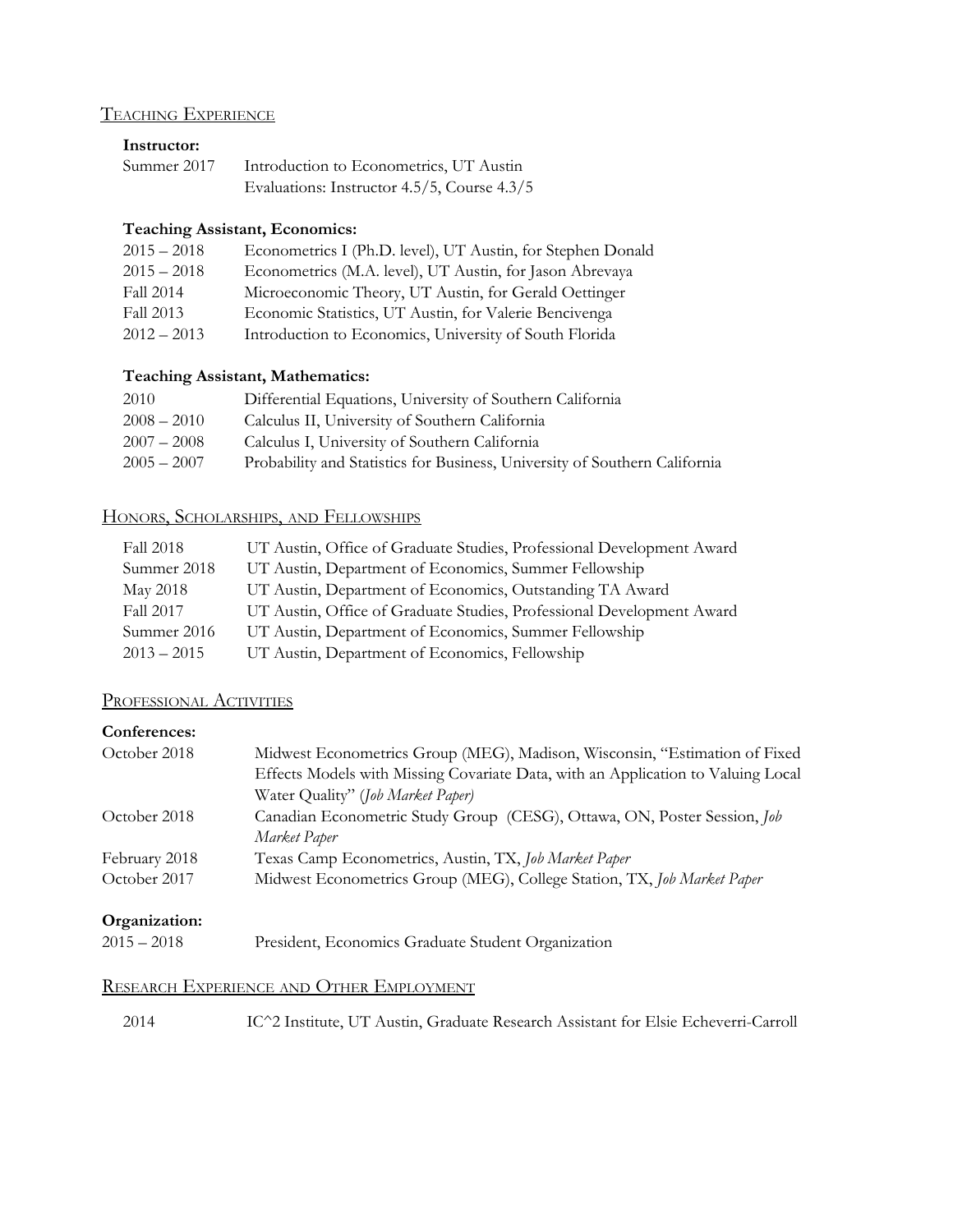## Teaching Experience

**Instructor:**

| | |
|---|---|
| Summer 2017 | Introduction to Econometrics, UT Austin<br>Evaluations: Instructor 4.5/5, Course 4.3/5 |

**Teaching Assistant, Economics:**

| | |
|---|---|
| 2015 – 2018 | Econometrics I (Ph.D. level), UT Austin, for Stephen Donald |
| 2015 – 2018 | Econometrics (M.A. level), UT Austin, for Jason Abrevaya |
| Fall 2014 | Microeconomic Theory, UT Austin, for Gerald Oettinger |
| Fall 2013 | Economic Statistics, UT Austin, for Valerie Bencivenga |
| 2012 – 2013 | Introduction to Economics, University of South Florida |

**Teaching Assistant, Mathematics:**

| | |
|---|---|
| 2010 | Differential Equations, University of Southern California |
| 2008 – 2010 | Calculus II, University of Southern California |
| 2007 – 2008 | Calculus I, University of Southern California |
| 2005 – 2007 | Probability and Statistics for Business, University of Southern California |

## Honors, Scholarships, and Fellowships

| | |
|---|---|
| Fall 2018 | UT Austin, Office of Graduate Studies, Professional Development Award |
| Summer 2018 | UT Austin, Department of Economics, Summer Fellowship |
| May 2018 | UT Austin, Department of Economics, Outstanding TA Award |
| Fall 2017 | UT Austin, Office of Graduate Studies, Professional Development Award |
| Summer 2016 | UT Austin, Department of Economics, Summer Fellowship |
| 2013 – 2015 | UT Austin, Department of Economics, Fellowship |

## Professional Activities

**Conferences:**

| | |
|---|---|
| October 2018 | Midwest Econometrics Group (MEG), Madison, Wisconsin, "Estimation of Fixed Effects Models with Missing Covariate Data, with an Application to Valuing Local Water Quality" (*Job Market Paper)* |
| October 2018 | Canadian Econometric Study Group (CESG), Ottawa, ON, Poster Session, *Job Market Paper* |
| February 2018 | Texas Camp Econometrics, Austin, TX, *Job Market Paper* |
| October 2017 | Midwest Econometrics Group (MEG), College Station, TX, *Job Market Paper* |

**Organization:**

| | |
|---|---|
| 2015 – 2018 | President, Economics Graduate Student Organization |

## Research Experience and Other Employment

| | |
|---|---|
| 2014 | IC^2 Institute, UT Austin, Graduate Research Assistant for Elsie Echeverri-Carroll |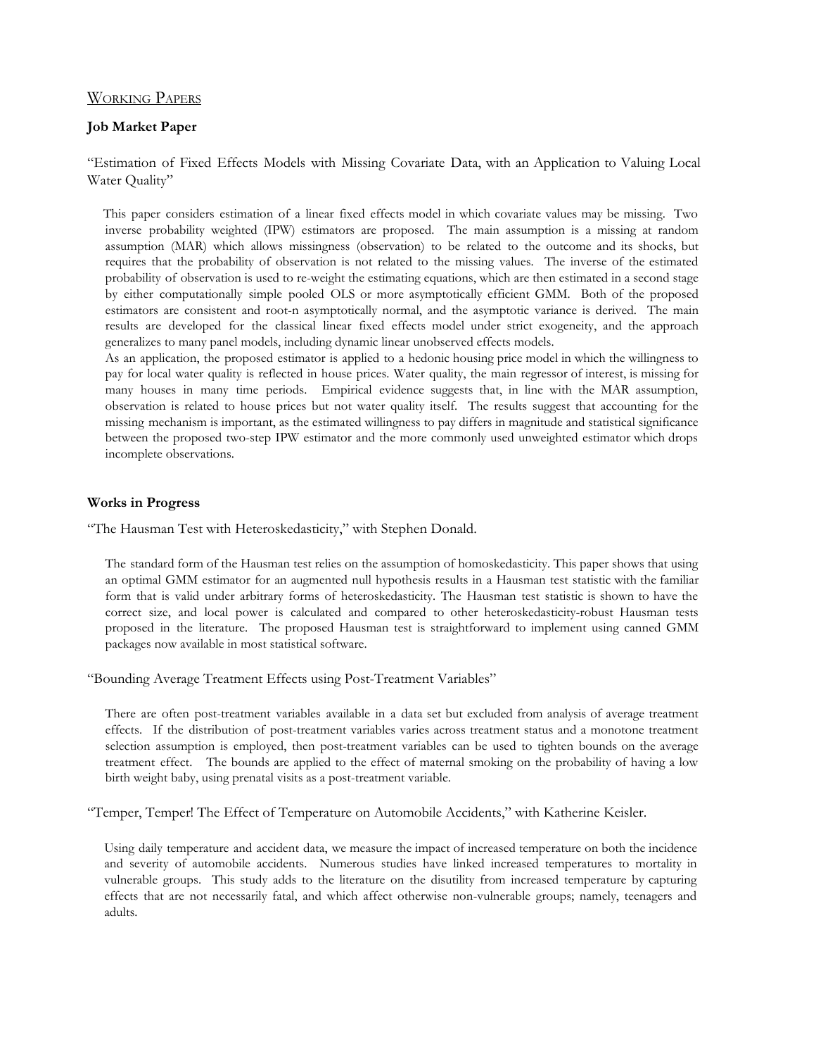## Working Papers

### Job Market Paper

"Estimation of Fixed Effects Models with Missing Covariate Data, with an Application to Valuing Local Water Quality"

This paper considers estimation of a linear fixed effects model in which covariate values may be missing. Two inverse probability weighted (IPW) estimators are proposed. The main assumption is a missing at random assumption (MAR) which allows missingness (observation) to be related to the outcome and its shocks, but requires that the probability of observation is not related to the missing values. The inverse of the estimated probability of observation is used to re-weight the estimating equations, which are then estimated in a second stage by either computationally simple pooled OLS or more asymptotically efficient GMM. Both of the proposed estimators are consistent and root-n asymptotically normal, and the asymptotic variance is derived. The main results are developed for the classical linear fixed effects model under strict exogeneity, and the approach generalizes to many panel models, including dynamic linear unobserved effects models.

As an application, the proposed estimator is applied to a hedonic housing price model in which the willingness to pay for local water quality is reflected in house prices. Water quality, the main regressor of interest, is missing for many houses in many time periods. Empirical evidence suggests that, in line with the MAR assumption, observation is related to house prices but not water quality itself. The results suggest that accounting for the missing mechanism is important, as the estimated willingness to pay differs in magnitude and statistical significance between the proposed two-step IPW estimator and the more commonly used unweighted estimator which drops incomplete observations.

### Works in Progress

"The Hausman Test with Heteroskedasticity," with Stephen Donald.

The standard form of the Hausman test relies on the assumption of homoskedasticity. This paper shows that using an optimal GMM estimator for an augmented null hypothesis results in a Hausman test statistic with the familiar form that is valid under arbitrary forms of heteroskedasticity. The Hausman test statistic is shown to have the correct size, and local power is calculated and compared to other heteroskedasticity-robust Hausman tests proposed in the literature. The proposed Hausman test is straightforward to implement using canned GMM packages now available in most statistical software.

"Bounding Average Treatment Effects using Post-Treatment Variables"

There are often post-treatment variables available in a data set but excluded from analysis of average treatment effects. If the distribution of post-treatment variables varies across treatment status and a monotone treatment selection assumption is employed, then post-treatment variables can be used to tighten bounds on the average treatment effect. The bounds are applied to the effect of maternal smoking on the probability of having a low birth weight baby, using prenatal visits as a post-treatment variable.

"Temper, Temper! The Effect of Temperature on Automobile Accidents," with Katherine Keisler.

Using daily temperature and accident data, we measure the impact of increased temperature on both the incidence and severity of automobile accidents. Numerous studies have linked increased temperatures to mortality in vulnerable groups. This study adds to the literature on the disutility from increased temperature by capturing effects that are not necessarily fatal, and which affect otherwise non-vulnerable groups; namely, teenagers and adults.